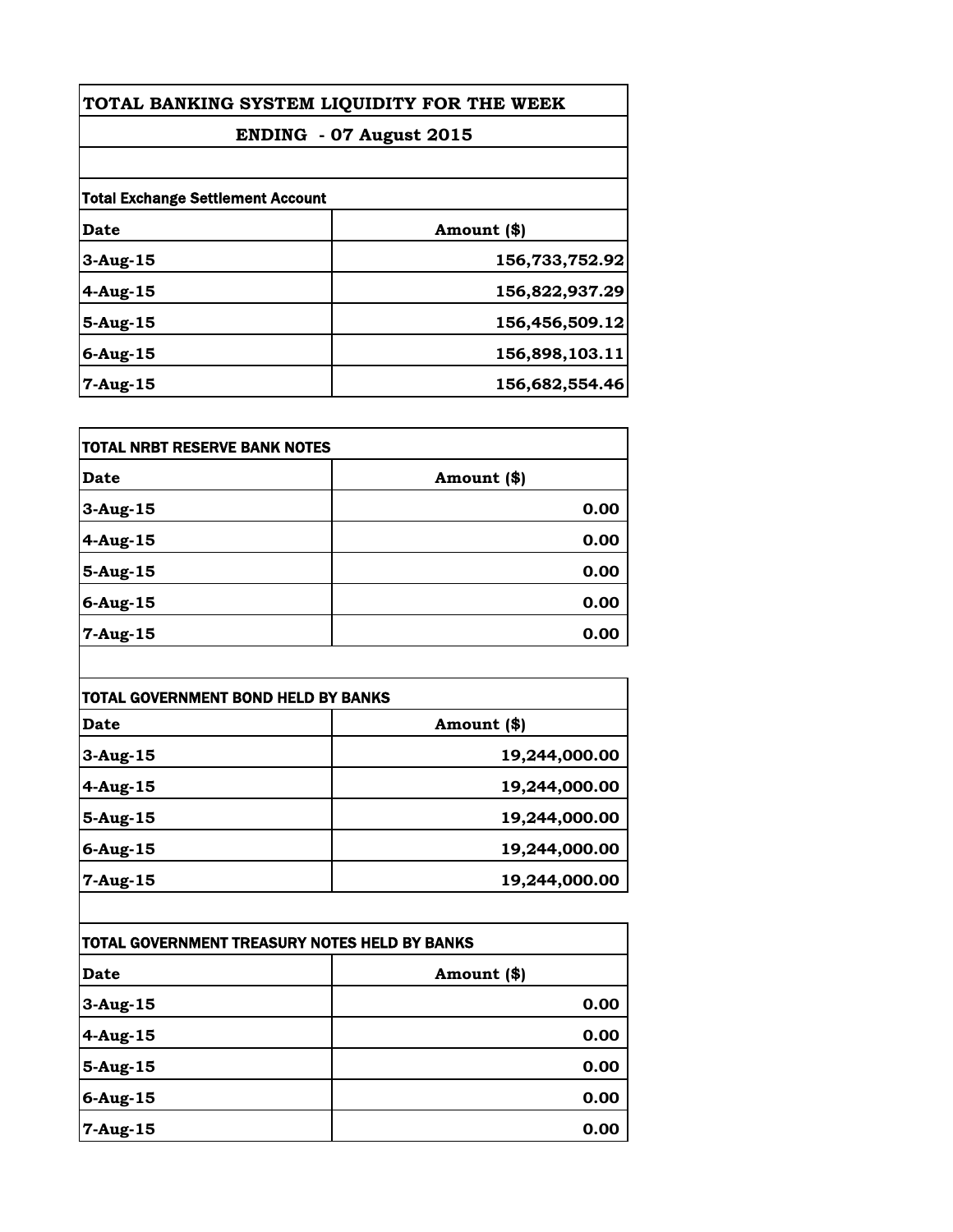# TOTAL BANKING SYSTEM LIQUIDITY FOR THE WEEK

## ENDING - 07 August 2015

**Total Exchange Settlement Account**

| Date | Amount ($) |
|---|---|
| 3-Aug-15 | 156,733,752.92 |
| 4-Aug-15 | 156,822,937.29 |
| 5-Aug-15 | 156,456,509.12 |
| 6-Aug-15 | 156,898,103.11 |
| 7-Aug-15 | 156,682,554.46 |

**TOTAL NRBT RESERVE BANK NOTES**

| Date | Amount ($) |
|---|---|
| 3-Aug-15 | 0.00 |
| 4-Aug-15 | 0.00 |
| 5-Aug-15 | 0.00 |
| 6-Aug-15 | 0.00 |
| 7-Aug-15 | 0.00 |

**TOTAL GOVERNMENT BOND HELD BY BANKS**

| Date | Amount ($) |
|---|---|
| 3-Aug-15 | 19,244,000.00 |
| 4-Aug-15 | 19,244,000.00 |
| 5-Aug-15 | 19,244,000.00 |
| 6-Aug-15 | 19,244,000.00 |
| 7-Aug-15 | 19,244,000.00 |

**TOTAL GOVERNMENT TREASURY NOTES HELD BY BANKS**

| Date | Amount ($) |
|---|---|
| 3-Aug-15 | 0.00 |
| 4-Aug-15 | 0.00 |
| 5-Aug-15 | 0.00 |
| 6-Aug-15 | 0.00 |
| 7-Aug-15 | 0.00 |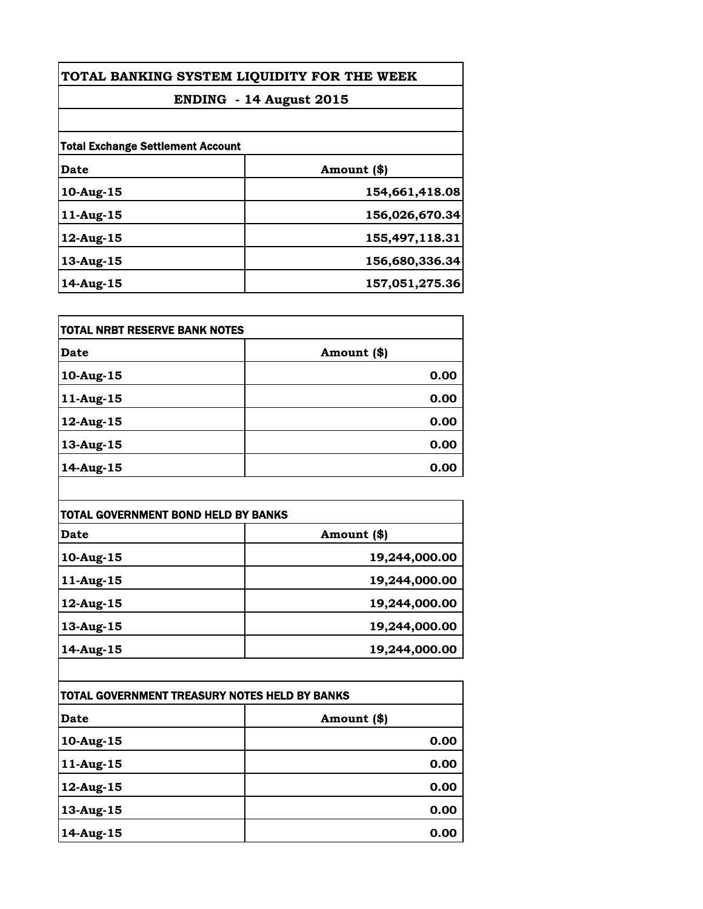# TOTAL BANKING SYSTEM LIQUIDITY FOR THE WEEK

## ENDING - 14 August 2015

**Total Exchange Settlement Account**

| Date | Amount ($) |
|---|---|
| 10-Aug-15 | 154,661,418.08 |
| 11-Aug-15 | 156,026,670.34 |
| 12-Aug-15 | 155,497,118.31 |
| 13-Aug-15 | 156,680,336.34 |
| 14-Aug-15 | 157,051,275.36 |

**TOTAL NRBT RESERVE BANK NOTES**

| Date | Amount ($) |
|---|---|
| 10-Aug-15 | 0.00 |
| 11-Aug-15 | 0.00 |
| 12-Aug-15 | 0.00 |
| 13-Aug-15 | 0.00 |
| 14-Aug-15 | 0.00 |

**TOTAL GOVERNMENT BOND HELD BY BANKS**

| Date | Amount ($) |
|---|---|
| 10-Aug-15 | 19,244,000.00 |
| 11-Aug-15 | 19,244,000.00 |
| 12-Aug-15 | 19,244,000.00 |
| 13-Aug-15 | 19,244,000.00 |
| 14-Aug-15 | 19,244,000.00 |

**TOTAL GOVERNMENT TREASURY NOTES HELD BY BANKS**

| Date | Amount ($) |
|---|---|
| 10-Aug-15 | 0.00 |
| 11-Aug-15 | 0.00 |
| 12-Aug-15 | 0.00 |
| 13-Aug-15 | 0.00 |
| 14-Aug-15 | 0.00 |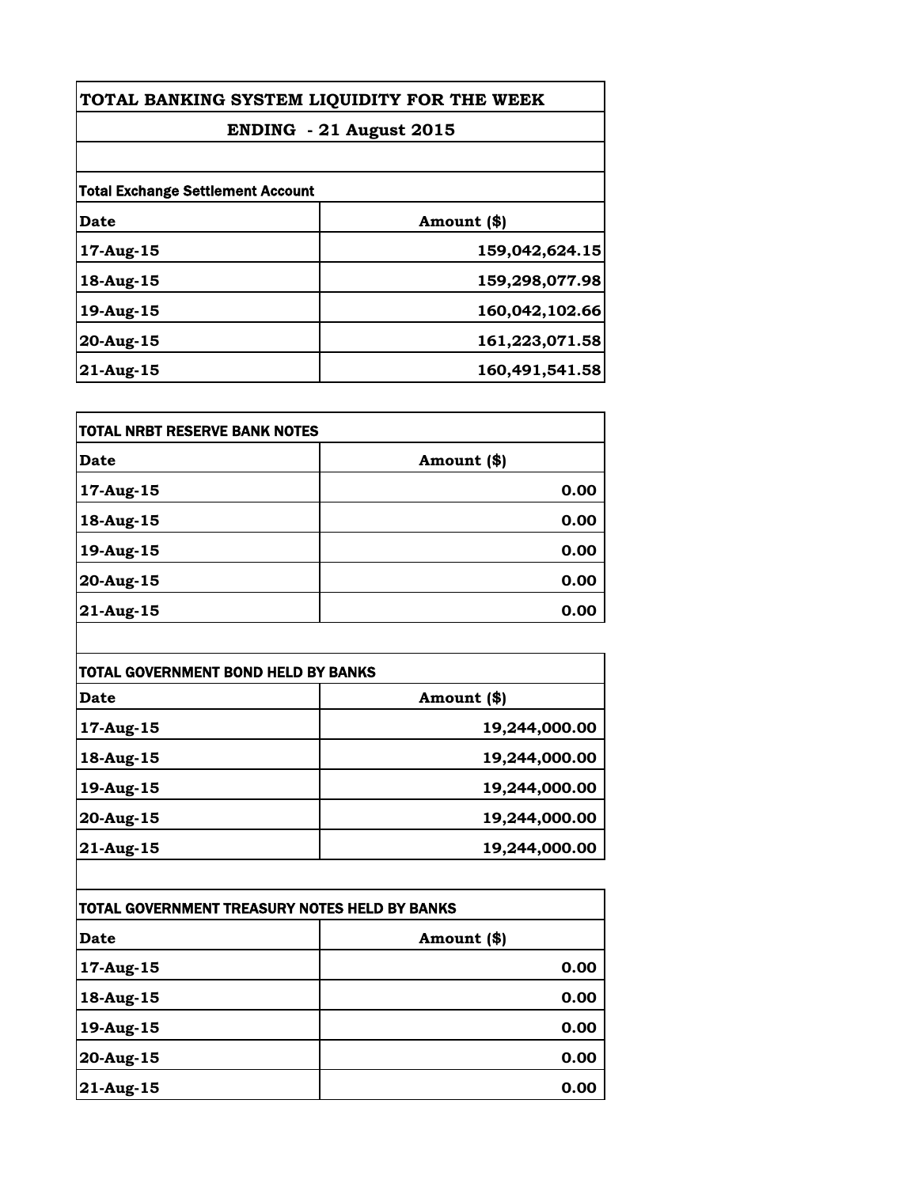# TOTAL BANKING SYSTEM LIQUIDITY FOR THE WEEK

## ENDING - 21 August 2015

**Total Exchange Settlement Account**

| Date | Amount ($) |
|---|---|
| 17-Aug-15 | 159,042,624.15 |
| 18-Aug-15 | 159,298,077.98 |
| 19-Aug-15 | 160,042,102.66 |
| 20-Aug-15 | 161,223,071.58 |
| 21-Aug-15 | 160,491,541.58 |

**TOTAL NRBT RESERVE BANK NOTES**

| Date | Amount ($) |
|---|---|
| 17-Aug-15 | 0.00 |
| 18-Aug-15 | 0.00 |
| 19-Aug-15 | 0.00 |
| 20-Aug-15 | 0.00 |
| 21-Aug-15 | 0.00 |

**TOTAL GOVERNMENT BOND HELD BY BANKS**

| Date | Amount ($) |
|---|---|
| 17-Aug-15 | 19,244,000.00 |
| 18-Aug-15 | 19,244,000.00 |
| 19-Aug-15 | 19,244,000.00 |
| 20-Aug-15 | 19,244,000.00 |
| 21-Aug-15 | 19,244,000.00 |

**TOTAL GOVERNMENT TREASURY NOTES HELD BY BANKS**

| Date | Amount ($) |
|---|---|
| 17-Aug-15 | 0.00 |
| 18-Aug-15 | 0.00 |
| 19-Aug-15 | 0.00 |
| 20-Aug-15 | 0.00 |
| 21-Aug-15 | 0.00 |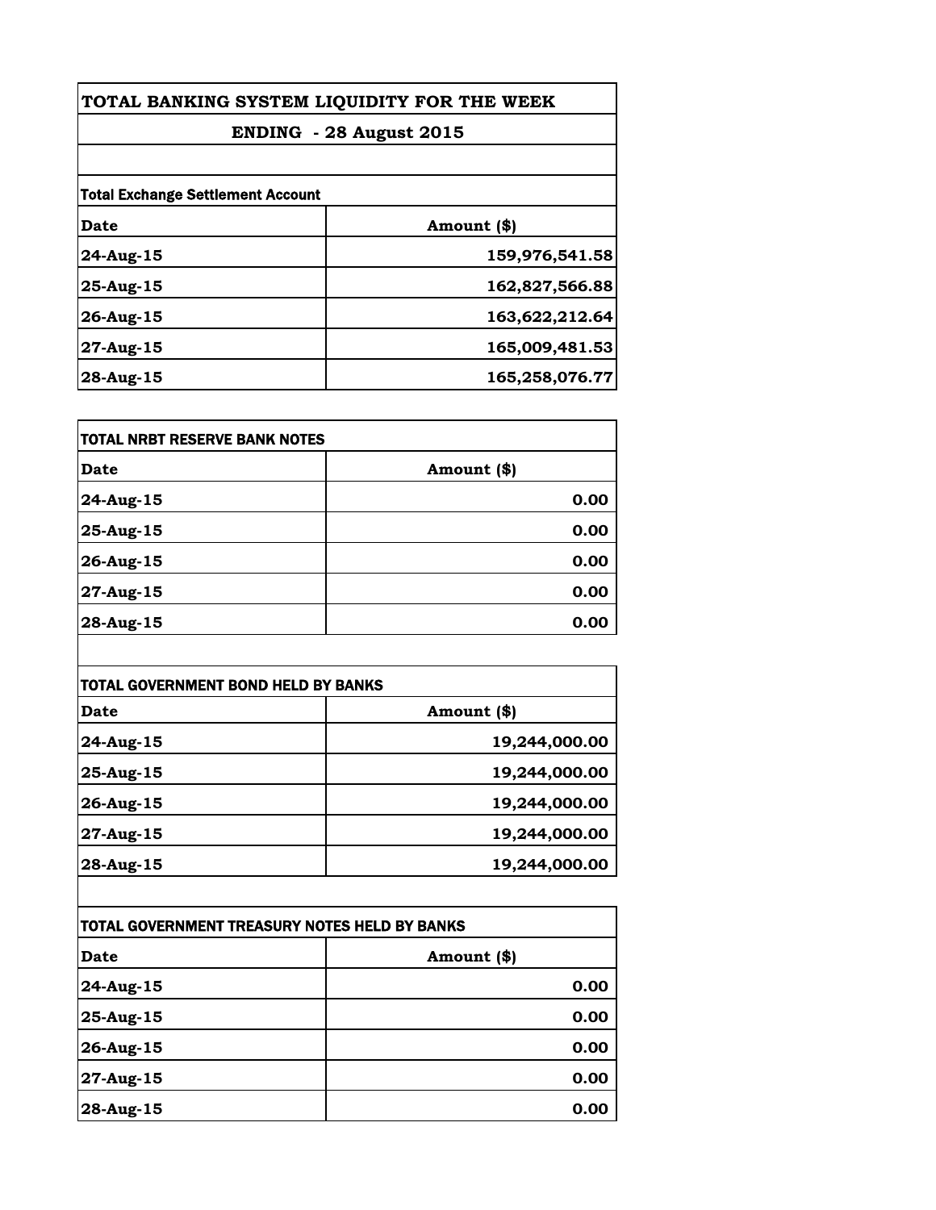# TOTAL BANKING SYSTEM LIQUIDITY FOR THE WEEK

## ENDING - 28 August 2015

**Total Exchange Settlement Account**

| Date | Amount ($) |
|---|---|
| 24-Aug-15 | 159,976,541.58 |
| 25-Aug-15 | 162,827,566.88 |
| 26-Aug-15 | 163,622,212.64 |
| 27-Aug-15 | 165,009,481.53 |
| 28-Aug-15 | 165,258,076.77 |

**TOTAL NRBT RESERVE BANK NOTES**

| Date | Amount ($) |
|---|---|
| 24-Aug-15 | 0.00 |
| 25-Aug-15 | 0.00 |
| 26-Aug-15 | 0.00 |
| 27-Aug-15 | 0.00 |
| 28-Aug-15 | 0.00 |

**TOTAL GOVERNMENT BOND HELD BY BANKS**

| Date | Amount ($) |
|---|---|
| 24-Aug-15 | 19,244,000.00 |
| 25-Aug-15 | 19,244,000.00 |
| 26-Aug-15 | 19,244,000.00 |
| 27-Aug-15 | 19,244,000.00 |
| 28-Aug-15 | 19,244,000.00 |

**TOTAL GOVERNMENT TREASURY NOTES HELD BY BANKS**

| Date | Amount ($) |
|---|---|
| 24-Aug-15 | 0.00 |
| 25-Aug-15 | 0.00 |
| 26-Aug-15 | 0.00 |
| 27-Aug-15 | 0.00 |
| 28-Aug-15 | 0.00 |